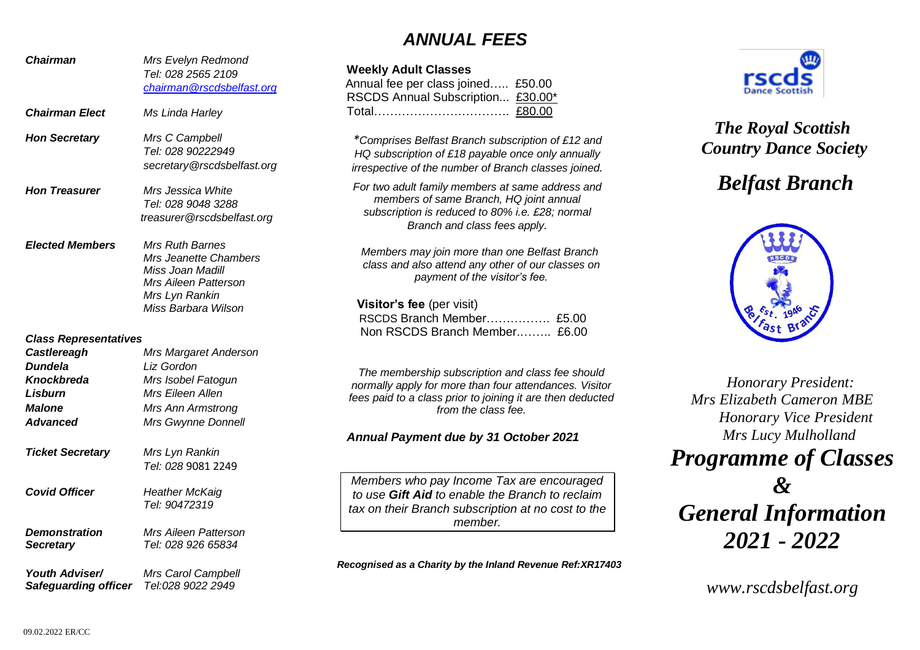| | |
|---|---|
| ***Chairman*** | *Mrs Evelyn Redmond*<br>*Tel: 028 2565 2109*<br>*chairman@rscdsbelfast.org* |
| ***Chairman Elect*** | *Ms Linda Harley* |
| ***Hon Secretary*** | *Mrs C Campbell*<br>*Tel: 028 90222949*<br>*secretary@rscdsbelfast.org* |
| ***Hon Treasurer*** | *Mrs Jessica White*<br>*Tel: 028 9048 3288*<br>*treasurer@rscdsbelfast.org* |
| ***Elected Members*** | *Mrs Ruth Barnes*<br>*Mrs Jeanette Chambers*<br>*Miss Joan Madill*<br>*Mrs Aileen Patterson*<br>*Mrs Lyn Rankin*<br>*Miss Barbara Wilson* |

***Class Representatives***

| | |
|---|---|
| ***Castlereagh*** | *Mrs Margaret Anderson* |
| ***Dundela*** | *Liz Gordon* |
| ***Knockbreda*** | *Mrs Isobel Fatogun* |
| ***Lisburn*** | *Mrs Eileen Allen* |
| ***Malone*** | *Mrs Ann Armstrong* |
| ***Advanced*** | *Mrs Gwynne Donnell* |

| | |
|---|---|
| ***Ticket Secretary*** | *Mrs Lyn Rankin*<br>*Tel: 028* 9081 2249 |
| ***Covid Officer*** | *Heather McKaig*<br>*Tel: 90472319* |
| ***Demonstration Secretary*** | *Mrs Aileen Patterson*<br>*Tel: 028 926 65834* |
| ***Youth Adviser/ Safeguarding officer*** | *Mrs Carol Campbell*<br>*Tel:028 9022 2949* |

09.02.2022 ER/CC

# *ANNUAL FEES*

**Weekly Adult Classes**

Annual fee per class joined….. £50.00
RSCDS Annual Subscription... £30.00*
Total……………………………. £80.00

*\*Comprises Belfast Branch subscription of £12 and HQ subscription of £18 payable once only annually irrespective of the number of Branch classes joined.*

*For two adult family members at same address and members of same Branch, HQ joint annual subscription is reduced to 80% i.e. £28; normal Branch and class fees apply.*

*Members may join more than one Belfast Branch class and also attend any other of our classes on payment of the visitor's fee.*

**Visitor's fee** (per visit)

RSCDS Branch Member……………. £5.00
Non RSCDS Branch Member.…….. £6.00

*The membership subscription and class fee should normally apply for more than four attendances. Visitor fees paid to a class prior to joining it are then deducted from the class fee.*

***Annual Payment due by 31 October 2021***

*Members who pay Income Tax are encouraged to use **Gift Aid** to enable the Branch to reclaim tax on their Branch subscription at no cost to the member.*

***Recognised as a Charity by the Inland Revenue Ref:XR17403***

rscds
Dance Scottish

## *The Royal Scottish Country Dance Society*

# *Belfast Branch*

RSCDS
Est. 1946 Belfast Branch

*Honorary President:*
*Mrs Elizabeth Cameron MBE*
*Honorary Vice President*
*Mrs Lucy Mulholland*

# *Programme of Classes & General Information 2021 - 2022*

*www.rscdsbelfast.org*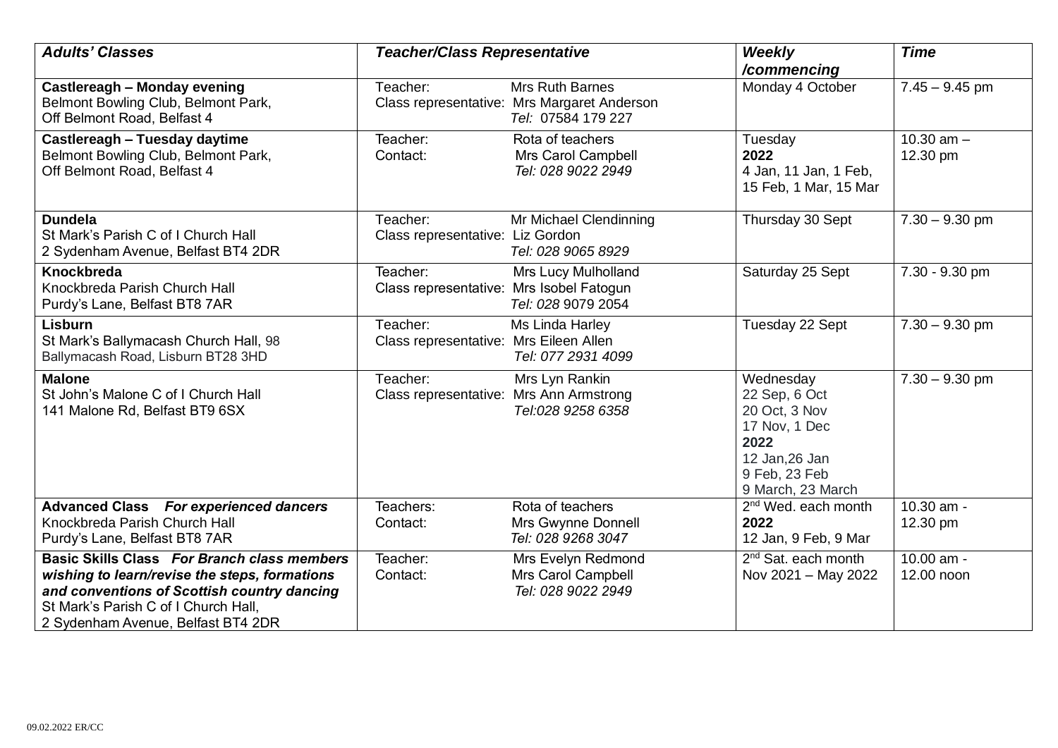| ***Adults' Classes*** | ***Teacher/Class Representative*** | ***Weekly /commencing*** | ***Time*** |
|---|---|---|---|
| **Castlereagh – Monday evening**<br>Belmont Bowling Club, Belmont Park,<br>Off Belmont Road, Belfast 4 | Teacher: Mrs Ruth Barnes<br>Class representative: Mrs Margaret Anderson<br>*Tel:* 07584 179 227 | Monday 4 October | 7.45 – 9.45 pm |
| **Castlereagh – Tuesday daytime**<br>Belmont Bowling Club, Belmont Park,<br>Off Belmont Road, Belfast 4 | Teacher: Rota of teachers<br>Contact: Mrs Carol Campbell<br>*Tel: 028 9022 2949* | Tuesday<br>**2022**<br>4 Jan, 11 Jan, 1 Feb,<br>15 Feb, 1 Mar, 15 Mar | 10.30 am –<br>12.30 pm |
| **Dundela**<br>St Mark's Parish C of I Church Hall<br>2 Sydenham Avenue, Belfast BT4 2DR | Teacher: Mr Michael Clendinning<br>Class representative: Liz Gordon<br>*Tel: 028 9065 8929* | Thursday 30 Sept | 7.30 – 9.30 pm |
| **Knockbreda**<br>Knockbreda Parish Church Hall<br>Purdy's Lane, Belfast BT8 7AR | Teacher: Mrs Lucy Mulholland<br>Class representative: Mrs Isobel Fatogun<br>*Tel: 028* 9079 2054 | Saturday 25 Sept | 7.30 - 9.30 pm |
| **Lisburn**<br>St Mark's Ballymacash Church Hall, 98<br>Ballymacash Road, Lisburn BT28 3HD | Teacher: Ms Linda Harley<br>Class representative: Mrs Eileen Allen<br>*Tel: 077 2931 4099* | Tuesday 22 Sept | 7.30 – 9.30 pm |
| **Malone**<br>St John's Malone C of I Church Hall<br>141 Malone Rd, Belfast BT9 6SX | Teacher: Mrs Lyn Rankin<br>Class representative: Mrs Ann Armstrong<br>*Tel:028 9258 6358* | Wednesday<br>22 Sep, 6 Oct<br>20 Oct, 3 Nov<br>17 Nov, 1 Dec<br>**2022**<br>12 Jan,26 Jan<br>9 Feb, 23 Feb<br>9 March, 23 March | 7.30 – 9.30 pm |
| **Advanced Class** ***For experienced dancers***<br>Knockbreda Parish Church Hall<br>Purdy's Lane, Belfast BT8 7AR | Teachers: Rota of teachers<br>Contact: Mrs Gwynne Donnell<br>*Tel: 028 9268 3047* | 2nd Wed. each month<br>**2022**<br>12 Jan, 9 Feb, 9 Mar | 10.30 am -<br>12.30 pm |
| **Basic Skills Class** ***For Branch class members wishing to learn/revise the steps, formations and conventions of Scottish country dancing***<br>St Mark's Parish C of I Church Hall,<br>2 Sydenham Avenue, Belfast BT4 2DR | Teacher: Mrs Evelyn Redmond<br>Contact: Mrs Carol Campbell<br>*Tel: 028 9022 2949* | 2nd Sat. each month<br>Nov 2021 – May 2022 | 10.00 am -<br>12.00 noon |

09.02.2022 ER/CC